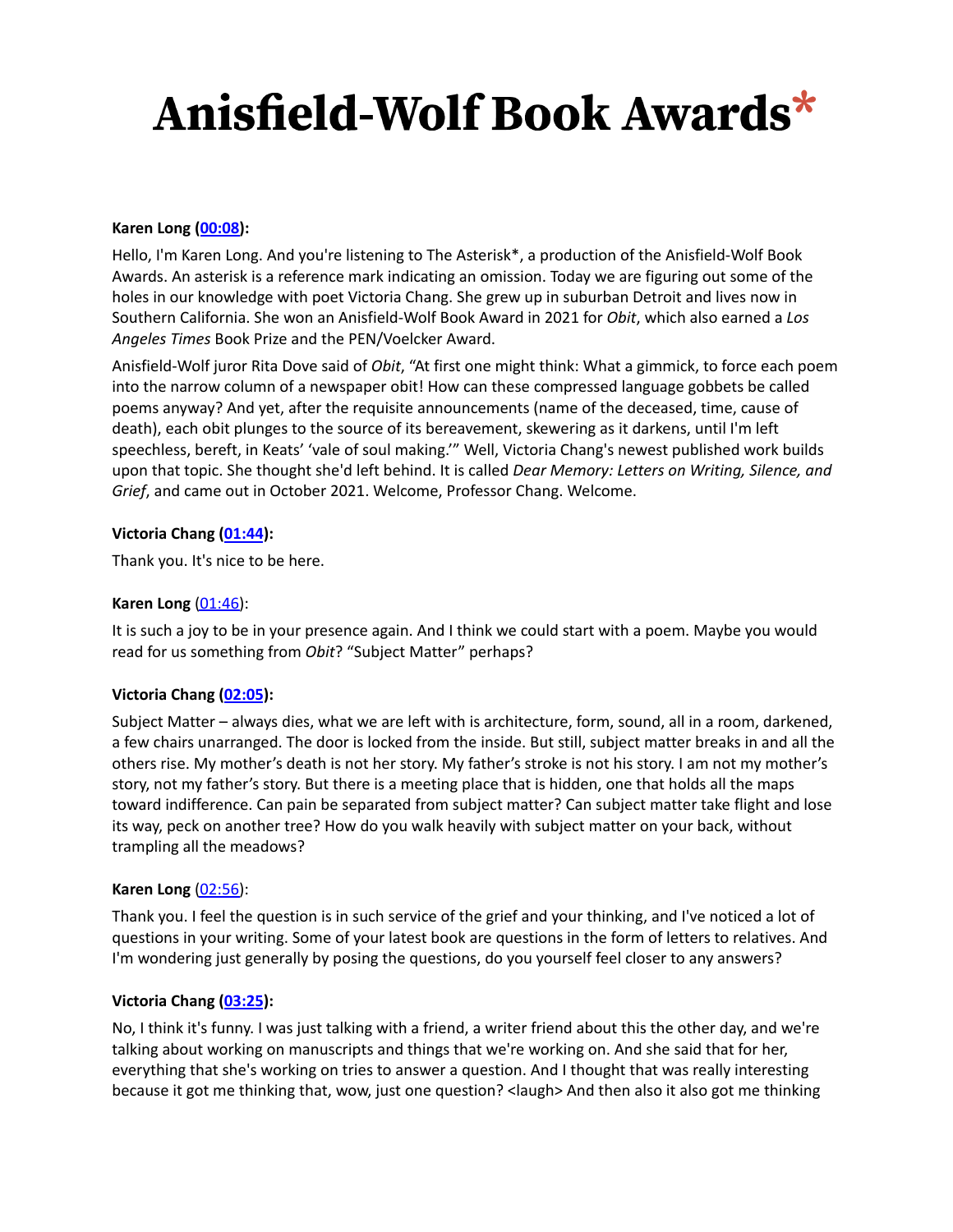# Anisfield-Wolf Book Awards*

**Karen Long (00:08):**

Hello, I'm Karen Long. And you're listening to The Asterisk*, a production of the Anisfield-Wolf Book Awards. An asterisk is a reference mark indicating an omission. Today we are figuring out some of the holes in our knowledge with poet Victoria Chang. She grew up in suburban Detroit and lives now in Southern California. She won an Anisfield-Wolf Book Award in 2021 for *Obit*, which also earned a *Los Angeles Times* Book Prize and the PEN/Voelcker Award.

Anisfield-Wolf juror Rita Dove said of *Obit*, "At first one might think: What a gimmick, to force each poem into the narrow column of a newspaper obit! How can these compressed language gobbets be called poems anyway? And yet, after the requisite announcements (name of the deceased, time, cause of death), each obit plunges to the source of its bereavement, skewering as it darkens, until I'm left speechless, bereft, in Keats' 'vale of soul making.'" Well, Victoria Chang's newest published work builds upon that topic. She thought she'd left behind. It is called *Dear Memory: Letters on Writing, Silence, and Grief*, and came out in October 2021. Welcome, Professor Chang. Welcome.

**Victoria Chang (01:44):**

Thank you. It's nice to be here.

**Karen Long** (01:46):

It is such a joy to be in your presence again. And I think we could start with a poem. Maybe you would read for us something from *Obit*? "Subject Matter" perhaps?

**Victoria Chang (02:05):**

Subject Matter – always dies, what we are left with is architecture, form, sound, all in a room, darkened, a few chairs unarranged. The door is locked from the inside. But still, subject matter breaks in and all the others rise. My mother's death is not her story. My father's stroke is not his story. I am not my mother's story, not my father's story. But there is a meeting place that is hidden, one that holds all the maps toward indifference. Can pain be separated from subject matter? Can subject matter take flight and lose its way, peck on another tree? How do you walk heavily with subject matter on your back, without trampling all the meadows?

**Karen Long** (02:56):

Thank you. I feel the question is in such service of the grief and your thinking, and I've noticed a lot of questions in your writing. Some of your latest book are questions in the form of letters to relatives. And I'm wondering just generally by posing the questions, do you yourself feel closer to any answers?

**Victoria Chang (03:25):**

No, I think it's funny. I was just talking with a friend, a writer friend about this the other day, and we're talking about working on manuscripts and things that we're working on. And she said that for her, everything that she's working on tries to answer a question. And I thought that was really interesting because it got me thinking that, wow, just one question? <laugh> And then also it also got me thinking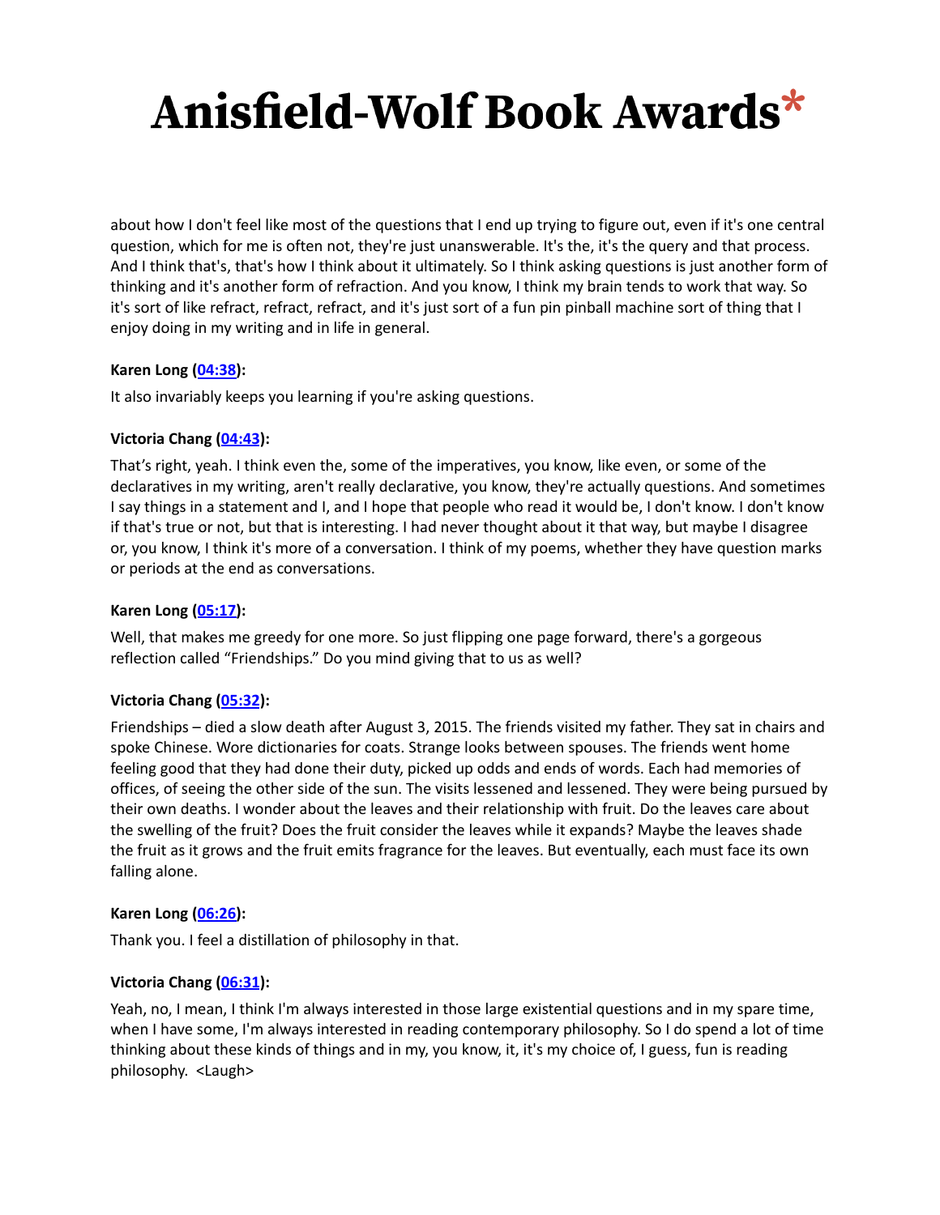about how I don't feel like most of the questions that I end up trying to figure out, even if it's one central question, which for me is often not, they're just unanswerable. It's the, it's the query and that process. And I think that's, that's how I think about it ultimately. So I think asking questions is just another form of thinking and it's another form of refraction. And you know, I think my brain tends to work that way. So it's sort of like refract, refract, refract, and it's just sort of a fun pin pinball machine sort of thing that I enjoy doing in my writing and in life in general.

**Karen Long ([04:38](#)):**

It also invariably keeps you learning if you're asking questions.

**Victoria Chang ([04:43](#)):**

That's right, yeah. I think even the, some of the imperatives, you know, like even, or some of the declaratives in my writing, aren't really declarative, you know, they're actually questions. And sometimes I say things in a statement and I, and I hope that people who read it would be, I don't know. I don't know if that's true or not, but that is interesting. I had never thought about it that way, but maybe I disagree or, you know, I think it's more of a conversation. I think of my poems, whether they have question marks or periods at the end as conversations.

**Karen Long ([05:17](#)):**

Well, that makes me greedy for one more. So just flipping one page forward, there's a gorgeous reflection called "Friendships." Do you mind giving that to us as well?

**Victoria Chang ([05:32](#)):**

Friendships – died a slow death after August 3, 2015. The friends visited my father. They sat in chairs and spoke Chinese. Wore dictionaries for coats. Strange looks between spouses. The friends went home feeling good that they had done their duty, picked up odds and ends of words. Each had memories of offices, of seeing the other side of the sun. The visits lessened and lessened. They were being pursued by their own deaths. I wonder about the leaves and their relationship with fruit. Do the leaves care about the swelling of the fruit? Does the fruit consider the leaves while it expands? Maybe the leaves shade the fruit as it grows and the fruit emits fragrance for the leaves. But eventually, each must face its own falling alone.

**Karen Long ([06:26](#)):**

Thank you. I feel a distillation of philosophy in that.

**Victoria Chang ([06:31](#)):**

Yeah, no, I mean, I think I'm always interested in those large existential questions and in my spare time, when I have some, I'm always interested in reading contemporary philosophy. So I do spend a lot of time thinking about these kinds of things and in my, you know, it, it's my choice of, I guess, fun is reading philosophy. <Laugh>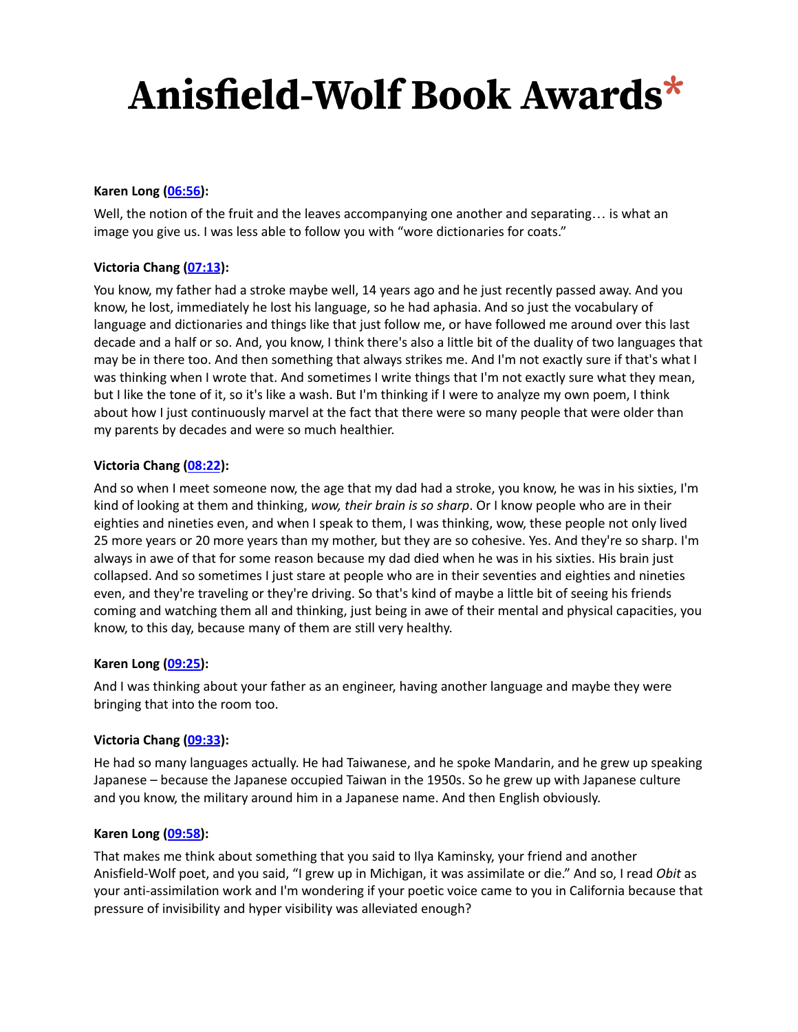**Karen Long (06:56):**

Well, the notion of the fruit and the leaves accompanying one another and separating… is what an image you give us. I was less able to follow you with "wore dictionaries for coats."

**Victoria Chang (07:13):**

You know, my father had a stroke maybe well, 14 years ago and he just recently passed away. And you know, he lost, immediately he lost his language, so he had aphasia. And so just the vocabulary of language and dictionaries and things like that just follow me, or have followed me around over this last decade and a half or so. And, you know, I think there's also a little bit of the duality of two languages that may be in there too. And then something that always strikes me. And I'm not exactly sure if that's what I was thinking when I wrote that. And sometimes I write things that I'm not exactly sure what they mean, but I like the tone of it, so it's like a wash. But I'm thinking if I were to analyze my own poem, I think about how I just continuously marvel at the fact that there were so many people that were older than my parents by decades and were so much healthier.

**Victoria Chang (08:22):**

And so when I meet someone now, the age that my dad had a stroke, you know, he was in his sixties, I'm kind of looking at them and thinking, *wow, their brain is so sharp*. Or I know people who are in their eighties and nineties even, and when I speak to them, I was thinking, wow, these people not only lived 25 more years or 20 more years than my mother, but they are so cohesive. Yes. And they're so sharp. I'm always in awe of that for some reason because my dad died when he was in his sixties. His brain just collapsed. And so sometimes I just stare at people who are in their seventies and eighties and nineties even, and they're traveling or they're driving. So that's kind of maybe a little bit of seeing his friends coming and watching them all and thinking, just being in awe of their mental and physical capacities, you know, to this day, because many of them are still very healthy.

**Karen Long (09:25):**

And I was thinking about your father as an engineer, having another language and maybe they were bringing that into the room too.

**Victoria Chang (09:33):**

He had so many languages actually. He had Taiwanese, and he spoke Mandarin, and he grew up speaking Japanese – because the Japanese occupied Taiwan in the 1950s. So he grew up with Japanese culture and you know, the military around him in a Japanese name. And then English obviously.

**Karen Long (09:58):**

That makes me think about something that you said to Ilya Kaminsky, your friend and another Anisfield-Wolf poet, and you said, "I grew up in Michigan, it was assimilate or die." And so, I read *Obit* as your anti-assimilation work and I'm wondering if your poetic voice came to you in California because that pressure of invisibility and hyper visibility was alleviated enough?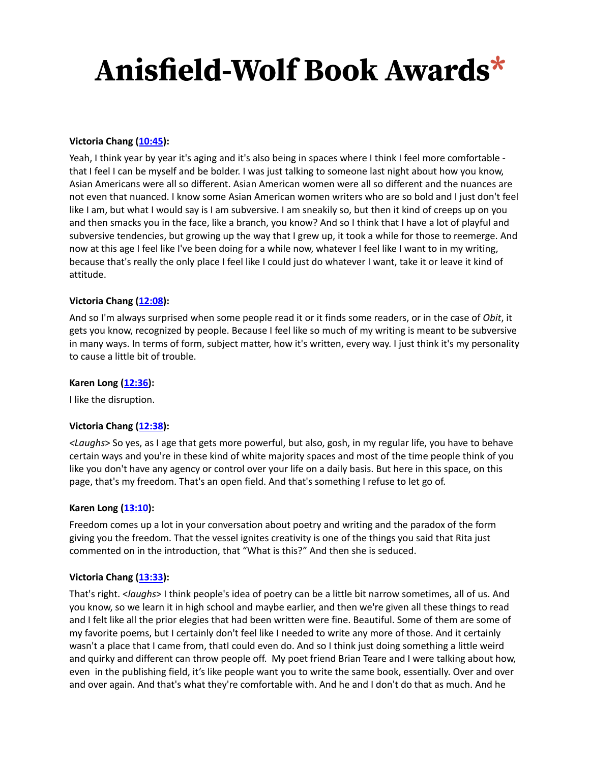**Victoria Chang ([10:45](#)):**

Yeah, I think year by year it's aging and it's also being in spaces where I think I feel more comfortable - that I feel I can be myself and be bolder. I was just talking to someone last night about how you know, Asian Americans were all so different. Asian American women were all so different and the nuances are not even that nuanced. I know some Asian American women writers who are so bold and I just don't feel like I am, but what I would say is I am subversive. I am sneakily so, but then it kind of creeps up on you and then smacks you in the face, like a branch, you know? And so I think that I have a lot of playful and subversive tendencies, but growing up the way that I grew up, it took a while for those to reemerge. And now at this age I feel like I've been doing for a while now, whatever I feel like I want to in my writing, because that's really the only place I feel like I could just do whatever I want, take it or leave it kind of attitude.

**Victoria Chang ([12:08](#)):**

And so I'm always surprised when some people read it or it finds some readers, or in the case of *Obit*, it gets you know, recognized by people. Because I feel like so much of my writing is meant to be subversive in many ways. In terms of form, subject matter, how it's written, every way. I just think it's my personality to cause a little bit of trouble.

**Karen Long ([12:36](#)):**

I like the disruption.

**Victoria Chang ([12:38](#)):**

*<Laughs>* So yes, as I age that gets more powerful, but also, gosh, in my regular life, you have to behave certain ways and you're in these kind of white majority spaces and most of the time people think of you like you don't have any agency or control over your life on a daily basis. But here in this space, on this page, that's my freedom. That's an open field. And that's something I refuse to let go of.

**Karen Long ([13:10](#)):**

Freedom comes up a lot in your conversation about poetry and writing and the paradox of the form giving you the freedom. That the vessel ignites creativity is one of the things you said that Rita just commented on in the introduction, that "What is this?" And then she is seduced.

**Victoria Chang ([13:33](#)):**

That's right. *<laughs>* I think people's idea of poetry can be a little bit narrow sometimes, all of us. And you know, so we learn it in high school and maybe earlier, and then we're given all these things to read and I felt like all the prior elegies that had been written were fine. Beautiful. Some of them are some of my favorite poems, but I certainly don't feel like I needed to write any more of those. And it certainly wasn't a place that I came from, thatI could even do. And so I think just doing something a little weird and quirky and different can throw people off. My poet friend Brian Teare and I were talking about how, even in the publishing field, it's like people want you to write the same book, essentially. Over and over and over again. And that's what they're comfortable with. And he and I don't do that as much. And he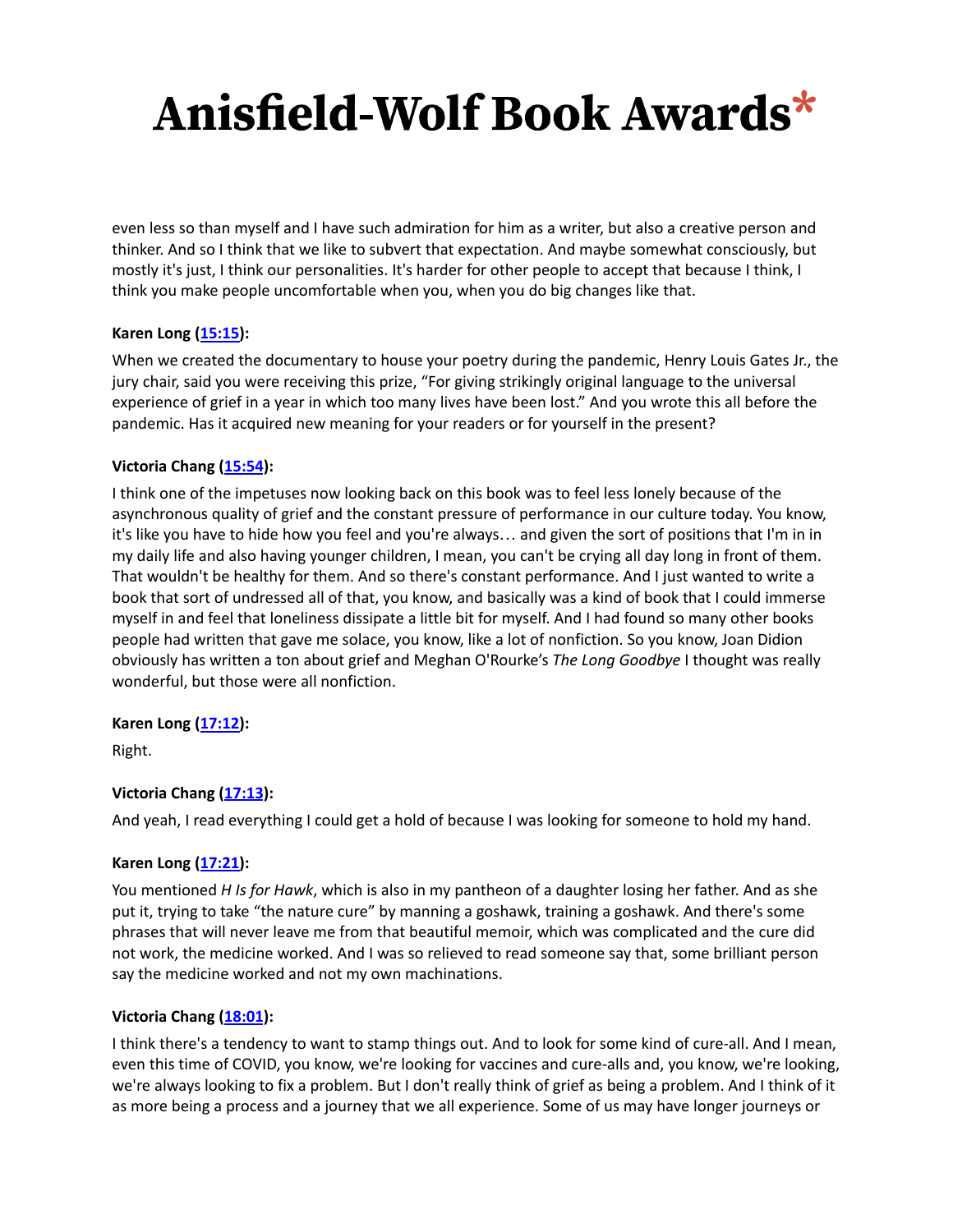even less so than myself and I have such admiration for him as a writer, but also a creative person and thinker. And so I think that we like to subvert that expectation. And maybe somewhat consciously, but mostly it's just, I think our personalities. It's harder for other people to accept that because I think, I think you make people uncomfortable when you, when you do big changes like that.

**Karen Long ([15:15]):**

When we created the documentary to house your poetry during the pandemic, Henry Louis Gates Jr., the jury chair, said you were receiving this prize, "For giving strikingly original language to the universal experience of grief in a year in which too many lives have been lost." And you wrote this all before the pandemic. Has it acquired new meaning for your readers or for yourself in the present?

**Victoria Chang ([15:54]):**

I think one of the impetuses now looking back on this book was to feel less lonely because of the asynchronous quality of grief and the constant pressure of performance in our culture today. You know, it's like you have to hide how you feel and you're always… and given the sort of positions that I'm in in my daily life and also having younger children, I mean, you can't be crying all day long in front of them. That wouldn't be healthy for them. And so there's constant performance. And I just wanted to write a book that sort of undressed all of that, you know, and basically was a kind of book that I could immerse myself in and feel that loneliness dissipate a little bit for myself. And I had found so many other books people had written that gave me solace, you know, like a lot of nonfiction. So you know, Joan Didion obviously has written a ton about grief and Meghan O'Rourke's *The Long Goodbye* I thought was really wonderful, but those were all nonfiction.

**Karen Long ([17:12]):**

Right.

**Victoria Chang ([17:13]):**

And yeah, I read everything I could get a hold of because I was looking for someone to hold my hand.

**Karen Long ([17:21]):**

You mentioned *H Is for Hawk*, which is also in my pantheon of a daughter losing her father. And as she put it, trying to take "the nature cure" by manning a goshawk, training a goshawk. And there's some phrases that will never leave me from that beautiful memoir, which was complicated and the cure did not work, the medicine worked. And I was so relieved to read someone say that, some brilliant person say the medicine worked and not my own machinations.

**Victoria Chang ([18:01]):**

I think there's a tendency to want to stamp things out. And to look for some kind of cure-all. And I mean, even this time of COVID, you know, we're looking for vaccines and cure-alls and, you know, we're looking, we're always looking to fix a problem. But I don't really think of grief as being a problem. And I think of it as more being a process and a journey that we all experience. Some of us may have longer journeys or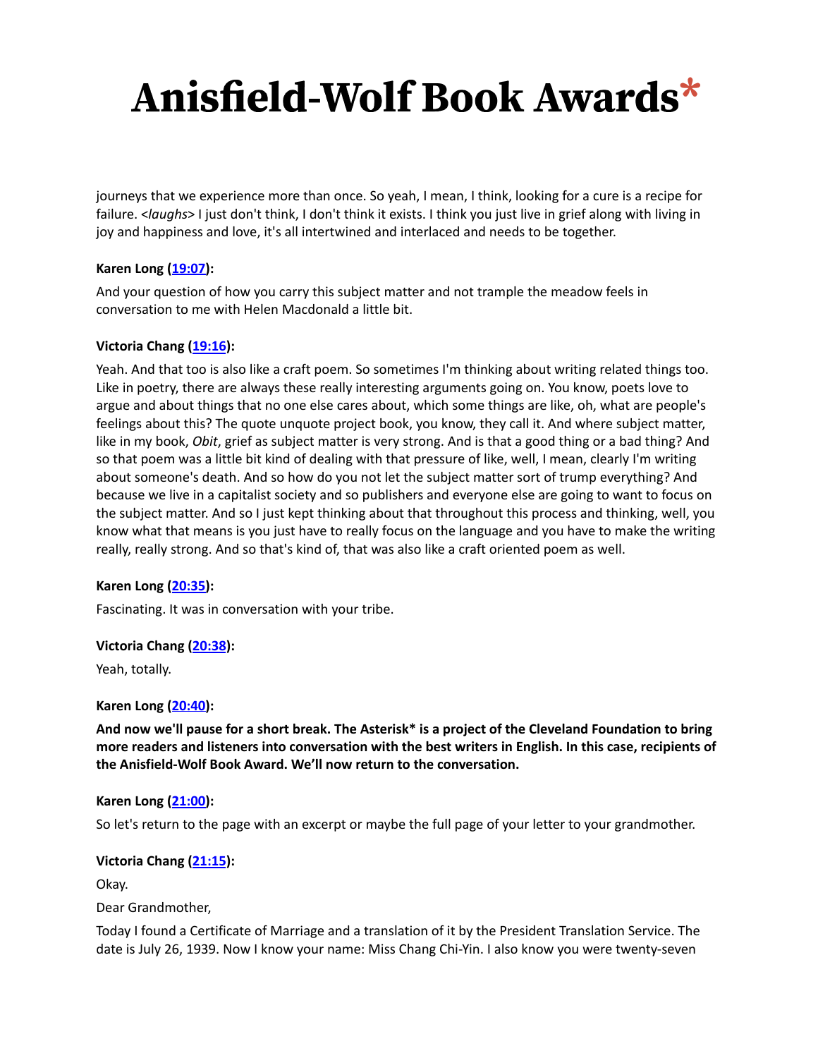journeys that we experience more than once. So yeah, I mean, I think, looking for a cure is a recipe for failure. <*laughs*> I just don't think, I don't think it exists. I think you just live in grief along with living in joy and happiness and love, it's all intertwined and interlaced and needs to be together.

**Karen Long ([19:07](#)):**

And your question of how you carry this subject matter and not trample the meadow feels in conversation to me with Helen Macdonald a little bit.

**Victoria Chang ([19:16](#)):**

Yeah. And that too is also like a craft poem. So sometimes I'm thinking about writing related things too. Like in poetry, there are always these really interesting arguments going on. You know, poets love to argue and about things that no one else cares about, which some things are like, oh, what are people's feelings about this? The quote unquote project book, you know, they call it. And where subject matter, like in my book, *Obit*, grief as subject matter is very strong. And is that a good thing or a bad thing? And so that poem was a little bit kind of dealing with that pressure of like, well, I mean, clearly I'm writing about someone's death. And so how do you not let the subject matter sort of trump everything? And because we live in a capitalist society and so publishers and everyone else are going to want to focus on the subject matter. And so I just kept thinking about that throughout this process and thinking, well, you know what that means is you just have to really focus on the language and you have to make the writing really, really strong. And so that's kind of, that was also like a craft oriented poem as well.

**Karen Long ([20:35](#)):**

Fascinating. It was in conversation with your tribe.

**Victoria Chang ([20:38](#)):**

Yeah, totally.

**Karen Long ([20:40](#)):**

**And now we'll pause for a short break. The Asterisk* is a project of the Cleveland Foundation to bring more readers and listeners into conversation with the best writers in English. In this case, recipients of the Anisfield-Wolf Book Award. We'll now return to the conversation.**

**Karen Long ([21:00](#)):**

So let's return to the page with an excerpt or maybe the full page of your letter to your grandmother.

**Victoria Chang ([21:15](#)):**

Okay.

Dear Grandmother,

Today I found a Certificate of Marriage and a translation of it by the President Translation Service. The date is July 26, 1939. Now I know your name: Miss Chang Chi-Yin. I also know you were twenty-seven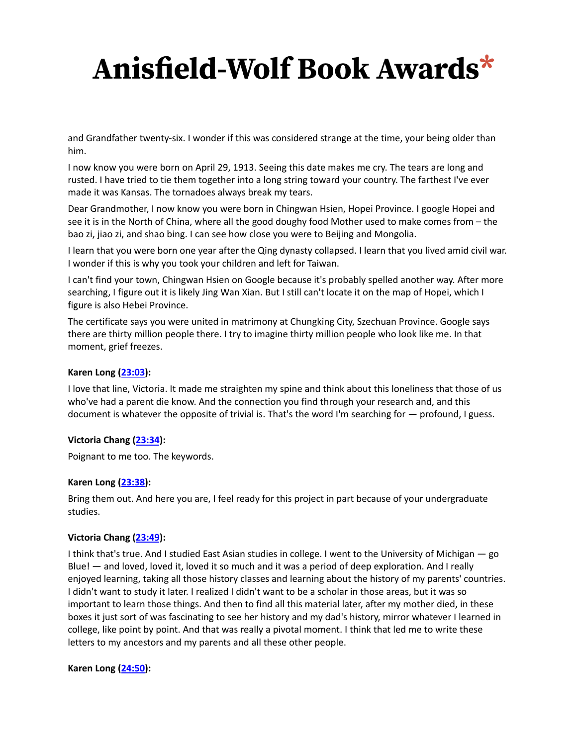and Grandfather twenty-six. I wonder if this was considered strange at the time, your being older than him.

I now know you were born on April 29, 1913. Seeing this date makes me cry. The tears are long and rusted. I have tried to tie them together into a long string toward your country. The farthest I've ever made it was Kansas. The tornadoes always break my tears.

Dear Grandmother, I now know you were born in Chingwan Hsien, Hopei Province. I google Hopei and see it is in the North of China, where all the good doughy food Mother used to make comes from – the bao zi, jiao zi, and shao bing. I can see how close you were to Beijing and Mongolia.

I learn that you were born one year after the Qing dynasty collapsed. I learn that you lived amid civil war. I wonder if this is why you took your children and left for Taiwan.

I can't find your town, Chingwan Hsien on Google because it's probably spelled another way. After more searching, I figure out it is likely Jing Wan Xian. But I still can't locate it on the map of Hopei, which I figure is also Hebei Province.

The certificate says you were united in matrimony at Chungking City, Szechuan Province. Google says there are thirty million people there. I try to imagine thirty million people who look like me. In that moment, grief freezes.

**Karen Long ([23:03]):**

I love that line, Victoria. It made me straighten my spine and think about this loneliness that those of us who've had a parent die know. And the connection you find through your research and, and this document is whatever the opposite of trivial is. That's the word I'm searching for — profound, I guess.

**Victoria Chang ([23:34]):**

Poignant to me too. The keywords.

**Karen Long ([23:38]):**

Bring them out. And here you are, I feel ready for this project in part because of your undergraduate studies.

**Victoria Chang ([23:49]):**

I think that's true. And I studied East Asian studies in college. I went to the University of Michigan — go Blue! — and loved, loved it, loved it so much and it was a period of deep exploration. And I really enjoyed learning, taking all those history classes and learning about the history of my parents' countries. I didn't want to study it later. I realized I didn't want to be a scholar in those areas, but it was so important to learn those things. And then to find all this material later, after my mother died, in these boxes it just sort of was fascinating to see her history and my dad's history, mirror whatever I learned in college, like point by point. And that was really a pivotal moment. I think that led me to write these letters to my ancestors and my parents and all these other people.

**Karen Long ([24:50]):**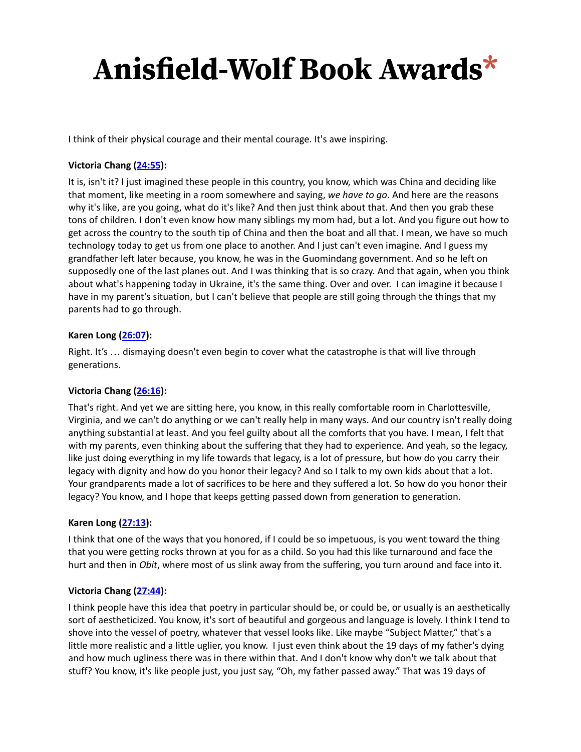I think of their physical courage and their mental courage. It's awe inspiring.

**Victoria Chang ([24:55](#)):**

It is, isn't it? I just imagined these people in this country, you know, which was China and deciding like that moment, like meeting in a room somewhere and saying, *we have to go*. And here are the reasons why it's like, are you going, what do it's like? And then just think about that. And then you grab these tons of children. I don't even know how many siblings my mom had, but a lot. And you figure out how to get across the country to the south tip of China and then the boat and all that. I mean, we have so much technology today to get us from one place to another. And I just can't even imagine. And I guess my grandfather left later because, you know, he was in the Guomindang government. And so he left on supposedly one of the last planes out. And I was thinking that is so crazy. And that again, when you think about what's happening today in Ukraine, it's the same thing. Over and over. I can imagine it because I have in my parent's situation, but I can't believe that people are still going through the things that my parents had to go through.

**Karen Long ([26:07](#)):**

Right. It's … dismaying doesn't even begin to cover what the catastrophe is that will live through generations.

**Victoria Chang ([26:16](#)):**

That's right. And yet we are sitting here, you know, in this really comfortable room in Charlottesville, Virginia, and we can't do anything or we can't really help in many ways. And our country isn't really doing anything substantial at least. And you feel guilty about all the comforts that you have. I mean, I felt that with my parents, even thinking about the suffering that they had to experience. And yeah, so the legacy, like just doing everything in my life towards that legacy, is a lot of pressure, but how do you carry their legacy with dignity and how do you honor their legacy? And so I talk to my own kids about that a lot. Your grandparents made a lot of sacrifices to be here and they suffered a lot. So how do you honor their legacy? You know, and I hope that keeps getting passed down from generation to generation.

**Karen Long ([27:13](#)):**

I think that one of the ways that you honored, if I could be so impetuous, is you went toward the thing that you were getting rocks thrown at you for as a child. So you had this like turnaround and face the hurt and then in *Obit*, where most of us slink away from the suffering, you turn around and face into it.

**Victoria Chang ([27:44](#)):**

I think people have this idea that poetry in particular should be, or could be, or usually is an aesthetically sort of aestheticized. You know, it's sort of beautiful and gorgeous and language is lovely. I think I tend to shove into the vessel of poetry, whatever that vessel looks like. Like maybe "Subject Matter," that's a little more realistic and a little uglier, you know. I just even think about the 19 days of my father's dying and how much ugliness there was in there within that. And I don't know why don't we talk about that stuff? You know, it's like people just, you just say, "Oh, my father passed away." That was 19 days of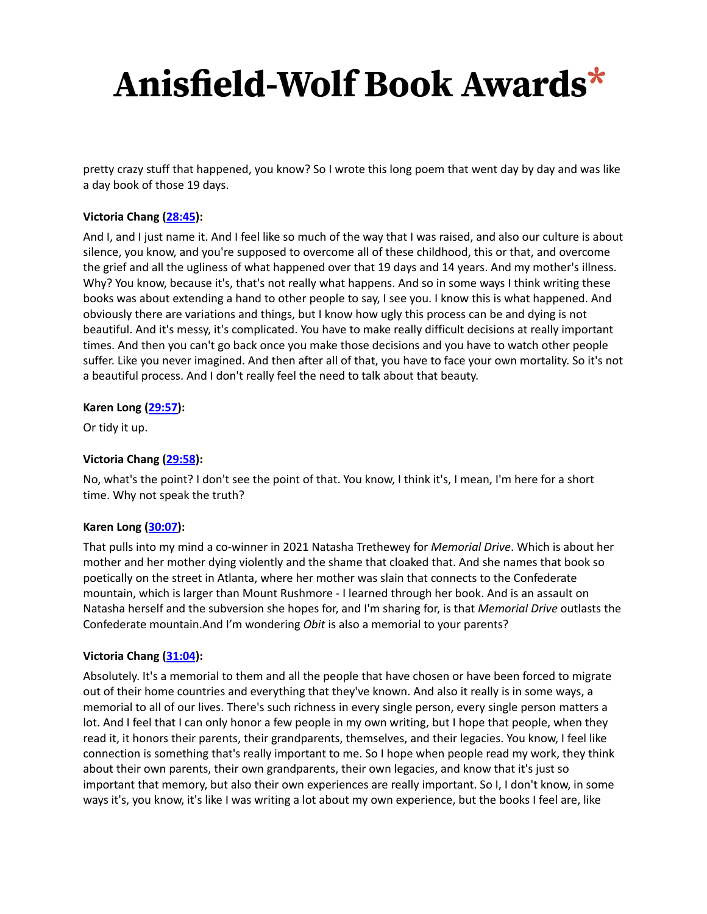pretty crazy stuff that happened, you know? So I wrote this long poem that went day by day and was like a day book of those 19 days.

**Victoria Chang ([28:45](#)):**

And I, and I just name it. And I feel like so much of the way that I was raised, and also our culture is about silence, you know, and you're supposed to overcome all of these childhood, this or that, and overcome the grief and all the ugliness of what happened over that 19 days and 14 years. And my mother's illness. Why? You know, because it's, that's not really what happens. And so in some ways I think writing these books was about extending a hand to other people to say, I see you. I know this is what happened. And obviously there are variations and things, but I know how ugly this process can be and dying is not beautiful. And it's messy, it's complicated. You have to make really difficult decisions at really important times. And then you can't go back once you make those decisions and you have to watch other people suffer. Like you never imagined. And then after all of that, you have to face your own mortality. So it's not a beautiful process. And I don't really feel the need to talk about that beauty.

**Karen Long ([29:57](#)):**

Or tidy it up.

**Victoria Chang ([29:58](#)):**

No, what's the point? I don't see the point of that. You know, I think it's, I mean, I'm here for a short time. Why not speak the truth?

**Karen Long ([30:07](#)):**

That pulls into my mind a co-winner in 2021 Natasha Trethewey for *Memorial Drive*. Which is about her mother and her mother dying violently and the shame that cloaked that. And she names that book so poetically on the street in Atlanta, where her mother was slain that connects to the Confederate mountain, which is larger than Mount Rushmore - I learned through her book. And is an assault on Natasha herself and the subversion she hopes for, and I'm sharing for, is that *Memorial Drive* outlasts the Confederate mountain.And I'm wondering *Obit* is also a memorial to your parents?

**Victoria Chang ([31:04](#)):**

Absolutely. It's a memorial to them and all the people that have chosen or have been forced to migrate out of their home countries and everything that they've known. And also it really is in some ways, a memorial to all of our lives. There's such richness in every single person, every single person matters a lot. And I feel that I can only honor a few people in my own writing, but I hope that people, when they read it, it honors their parents, their grandparents, themselves, and their legacies. You know, I feel like connection is something that's really important to me. So I hope when people read my work, they think about their own parents, their own grandparents, their own legacies, and know that it's just so important that memory, but also their own experiences are really important. So I, I don't know, in some ways it's, you know, it's like I was writing a lot about my own experience, but the books I feel are, like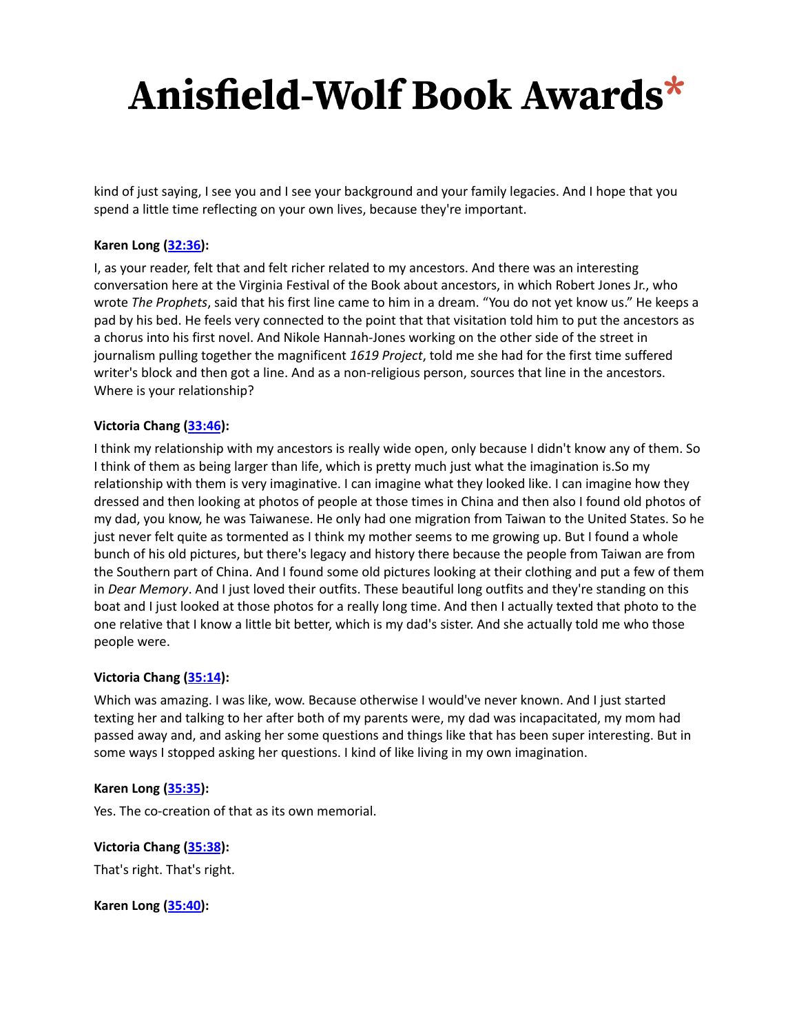kind of just saying, I see you and I see your background and your family legacies. And I hope that you spend a little time reflecting on your own lives, because they're important.

**Karen Long ([32:36](#)):**

I, as your reader, felt that and felt richer related to my ancestors. And there was an interesting conversation here at the Virginia Festival of the Book about ancestors, in which Robert Jones Jr., who wrote *The Prophets*, said that his first line came to him in a dream. "You do not yet know us." He keeps a pad by his bed. He feels very connected to the point that that visitation told him to put the ancestors as a chorus into his first novel. And Nikole Hannah-Jones working on the other side of the street in journalism pulling together the magnificent *1619 Project*, told me she had for the first time suffered writer's block and then got a line. And as a non-religious person, sources that line in the ancestors. Where is your relationship?

**Victoria Chang ([33:46](#)):**

I think my relationship with my ancestors is really wide open, only because I didn't know any of them. So I think of them as being larger than life, which is pretty much just what the imagination is.So my relationship with them is very imaginative. I can imagine what they looked like. I can imagine how they dressed and then looking at photos of people at those times in China and then also I found old photos of my dad, you know, he was Taiwanese. He only had one migration from Taiwan to the United States. So he just never felt quite as tormented as I think my mother seems to me growing up. But I found a whole bunch of his old pictures, but there's legacy and history there because the people from Taiwan are from the Southern part of China. And I found some old pictures looking at their clothing and put a few of them in *Dear Memory*. And I just loved their outfits. These beautiful long outfits and they're standing on this boat and I just looked at those photos for a really long time. And then I actually texted that photo to the one relative that I know a little bit better, which is my dad's sister. And she actually told me who those people were.

**Victoria Chang ([35:14](#)):**

Which was amazing. I was like, wow. Because otherwise I would've never known. And I just started texting her and talking to her after both of my parents were, my dad was incapacitated, my mom had passed away and, and asking her some questions and things like that has been super interesting. But in some ways I stopped asking her questions. I kind of like living in my own imagination.

**Karen Long ([35:35](#)):**

Yes. The co-creation of that as its own memorial.

**Victoria Chang ([35:38](#)):**

That's right. That's right.

**Karen Long ([35:40](#)):**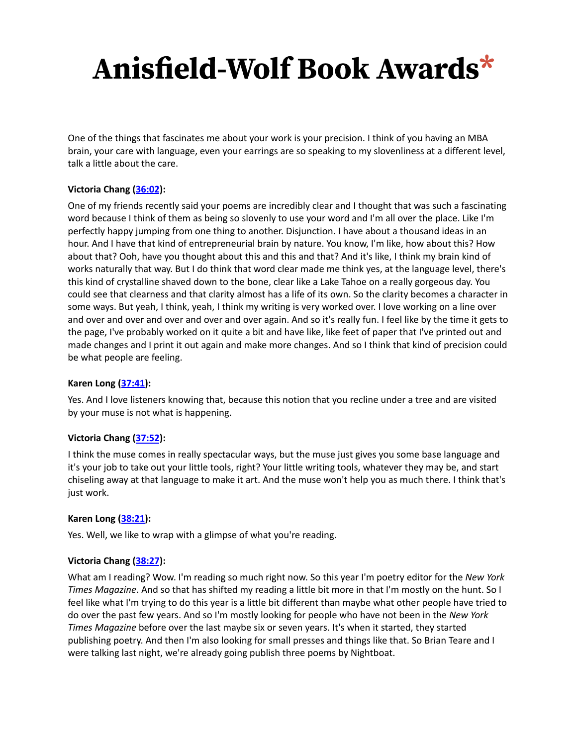One of the things that fascinates me about your work is your precision. I think of you having an MBA brain, your care with language, even your earrings are so speaking to my slovenliness at a different level, talk a little about the care.

**Victoria Chang ([36:02](#)):**

One of my friends recently said your poems are incredibly clear and I thought that was such a fascinating word because I think of them as being so slovenly to use your word and I'm all over the place. Like I'm perfectly happy jumping from one thing to another. Disjunction. I have about a thousand ideas in an hour. And I have that kind of entrepreneurial brain by nature. You know, I'm like, how about this? How about that? Ooh, have you thought about this and this and that? And it's like, I think my brain kind of works naturally that way. But I do think that word clear made me think yes, at the language level, there's this kind of crystalline shaved down to the bone, clear like a Lake Tahoe on a really gorgeous day. You could see that clearness and that clarity almost has a life of its own. So the clarity becomes a character in some ways. But yeah, I think, yeah, I think my writing is very worked over. I love working on a line over and over and over and over and over and over again. And so it's really fun. I feel like by the time it gets to the page, I've probably worked on it quite a bit and have like, like feet of paper that I've printed out and made changes and I print it out again and make more changes. And so I think that kind of precision could be what people are feeling.

**Karen Long ([37:41](#)):**

Yes. And I love listeners knowing that, because this notion that you recline under a tree and are visited by your muse is not what is happening.

**Victoria Chang ([37:52](#)):**

I think the muse comes in really spectacular ways, but the muse just gives you some base language and it's your job to take out your little tools, right? Your little writing tools, whatever they may be, and start chiseling away at that language to make it art. And the muse won't help you as much there. I think that's just work.

**Karen Long ([38:21](#)):**

Yes. Well, we like to wrap with a glimpse of what you're reading.

**Victoria Chang ([38:27](#)):**

What am I reading? Wow. I'm reading so much right now. So this year I'm poetry editor for the *New York Times Magazine*. And so that has shifted my reading a little bit more in that I'm mostly on the hunt. So I feel like what I'm trying to do this year is a little bit different than maybe what other people have tried to do over the past few years. And so I'm mostly looking for people who have not been in the *New York Times Magazine* before over the last maybe six or seven years. It's when it started, they started publishing poetry. And then I'm also looking for small presses and things like that. So Brian Teare and I were talking last night, we're already going publish three poems by Nightboat.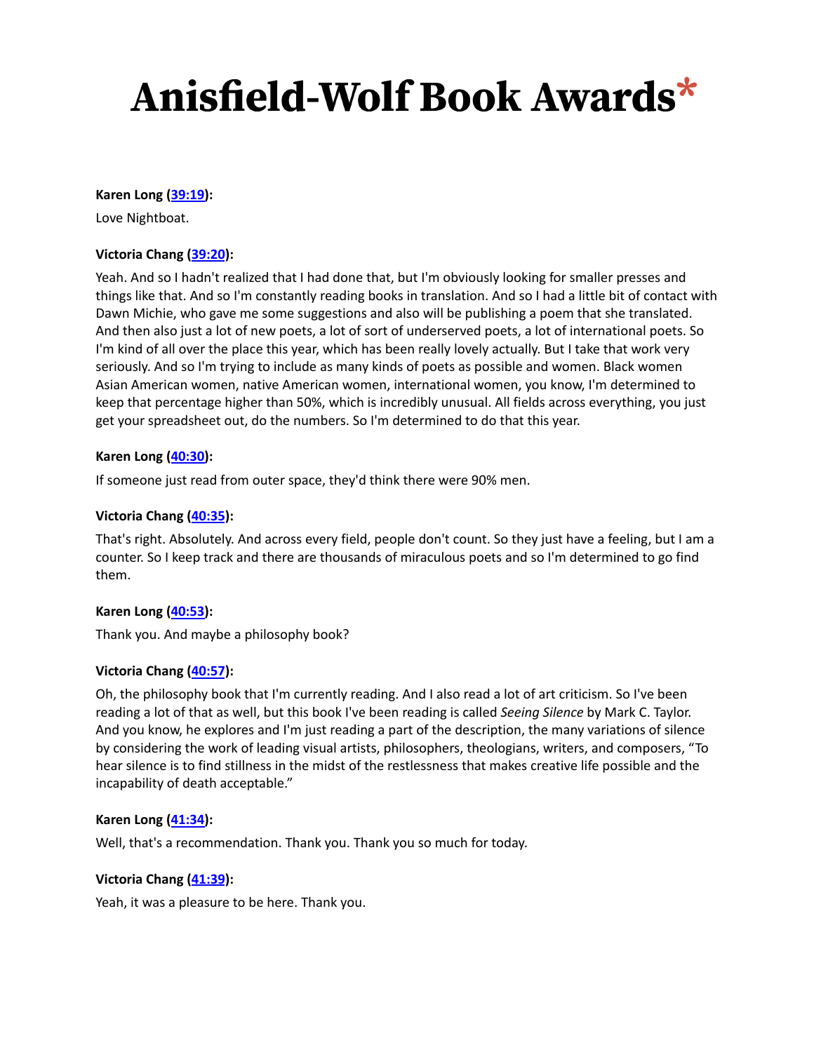**Karen Long ([39:19]()):**

Love Nightboat.

**Victoria Chang ([39:20]()):**

Yeah. And so I hadn't realized that I had done that, but I'm obviously looking for smaller presses and things like that. And so I'm constantly reading books in translation. And so I had a little bit of contact with Dawn Michie, who gave me some suggestions and also will be publishing a poem that she translated. And then also just a lot of new poets, a lot of sort of underserved poets, a lot of international poets. So I'm kind of all over the place this year, which has been really lovely actually. But I take that work very seriously. And so I'm trying to include as many kinds of poets as possible and women. Black women Asian American women, native American women, international women, you know, I'm determined to keep that percentage higher than 50%, which is incredibly unusual. All fields across everything, you just get your spreadsheet out, do the numbers. So I'm determined to do that this year.

**Karen Long ([40:30]()):**

If someone just read from outer space, they'd think there were 90% men.

**Victoria Chang ([40:35]()):**

That's right. Absolutely. And across every field, people don't count. So they just have a feeling, but I am a counter. So I keep track and there are thousands of miraculous poets and so I'm determined to go find them.

**Karen Long ([40:53]()):**

Thank you. And maybe a philosophy book?

**Victoria Chang ([40:57]()):**

Oh, the philosophy book that I'm currently reading. And I also read a lot of art criticism. So I've been reading a lot of that as well, but this book I've been reading is called *Seeing Silence* by Mark C. Taylor. And you know, he explores and I'm just reading a part of the description, the many variations of silence by considering the work of leading visual artists, philosophers, theologians, writers, and composers, "To hear silence is to find stillness in the midst of the restlessness that makes creative life possible and the incapability of death acceptable."

**Karen Long ([41:34]()):**

Well, that's a recommendation. Thank you. Thank you so much for today.

**Victoria Chang ([41:39]()):**

Yeah, it was a pleasure to be here. Thank you.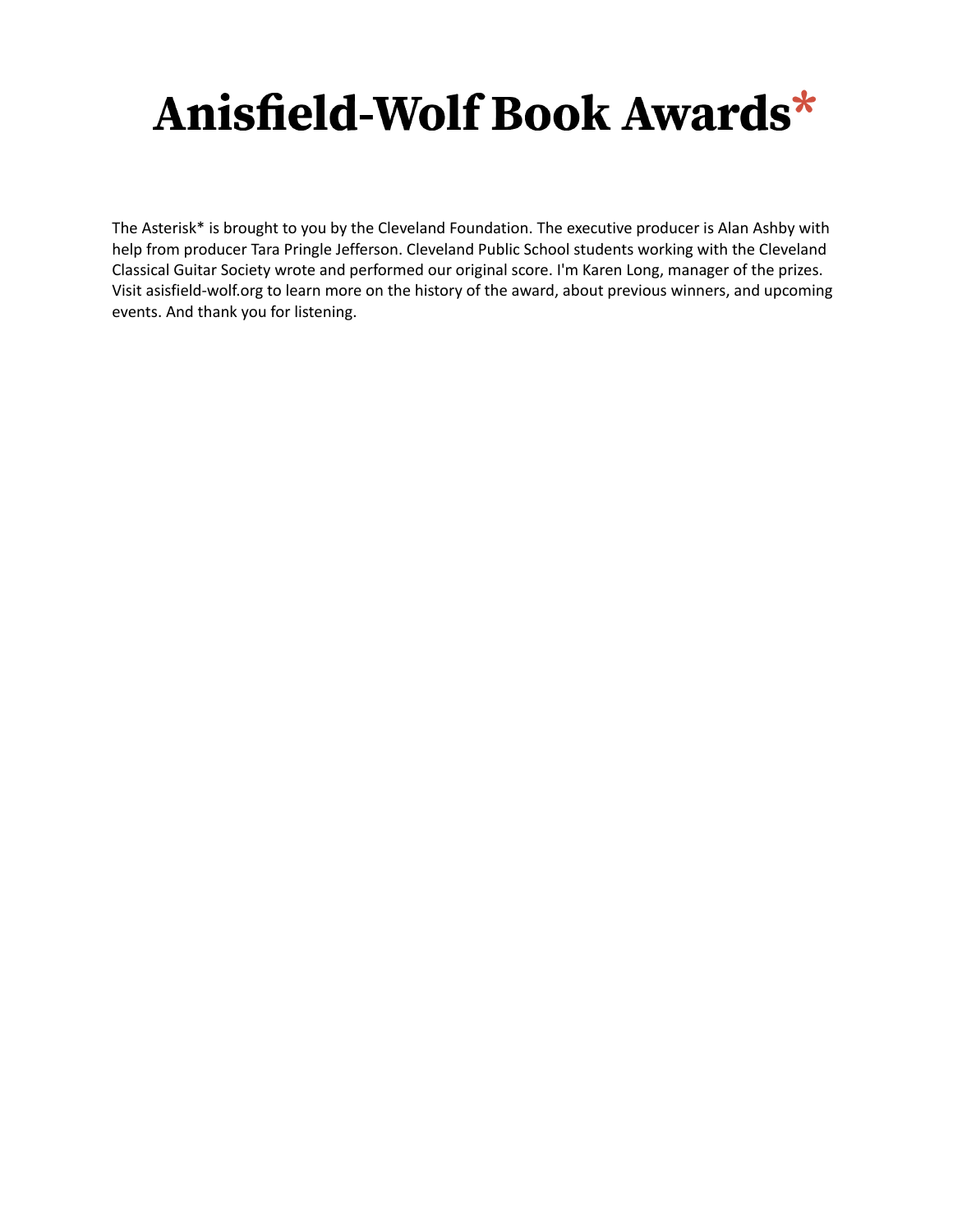# Anisfield-Wolf Book Awards*

The Asterisk* is brought to you by the Cleveland Foundation. The executive producer is Alan Ashby with help from producer Tara Pringle Jefferson. Cleveland Public School students working with the Cleveland Classical Guitar Society wrote and performed our original score. I'm Karen Long, manager of the prizes. Visit asisfield-wolf.org to learn more on the history of the award, about previous winners, and upcoming events. And thank you for listening.